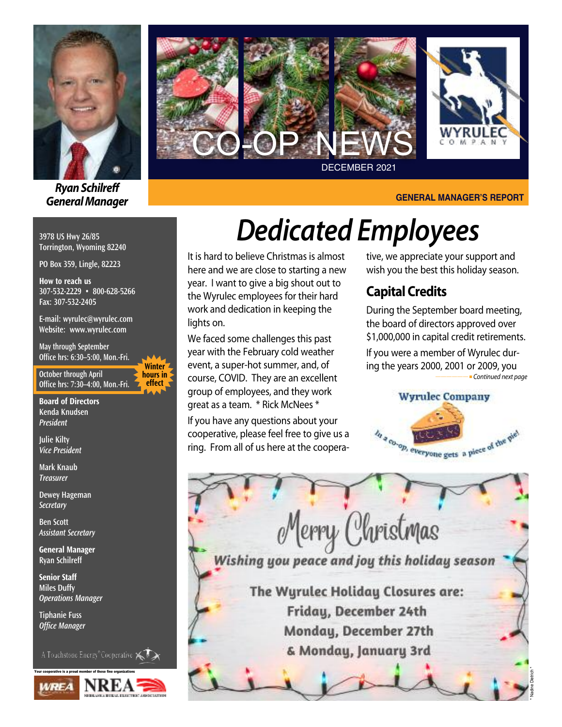Ryan Schilreff
General Manager

# CO-OP NEWS

DECEMBER 2021

WYRULEC COMPANY

GENERAL MANAGER'S REPORT

3978 US Hwy 26/85
Torrington, Wyoming 82240

PO Box 359, Lingle, 82223

**How to reach us**
307-532-2229 • 800-628-5266
Fax: 307-532-2405

E-mail: wyrulec@wyrulec.com
Website: www.wyrulec.com

May through September
Office hrs: 6:30–5:00, Mon.-Fri.

October through April
Office hrs: 7:30–4:00, Mon.-Fri.

**Winter hours in effect**

**Board of Directors**
Kenda Knudsen
*President*

Julie Kilty
*Vice President*

Mark Knaub
*Treasurer*

Dewey Hageman
*Secretary*

Ben Scott
*Assistant Secretary*

**General Manager**
Ryan Schilreff

**Senior Staff**
Miles Duffy
*Operations Manager*

Tiphanie Fuss
*Office Manager*

A Touchstone Energy® Cooperative

Your cooperative is a proud member of these fine organizations

WREA NREA

# *Dedicated Employees*

It is hard to believe Christmas is almost here and we are close to starting a new year. I want to give a big shout out to the Wyrulec employees for their hard work and dedication in keeping the lights on.

We faced some challenges this past year with the February cold weather event, a super-hot summer, and, of course, COVID. They are an excellent group of employees, and they work great as a team. * Rick McNees *

If you have any questions about your cooperative, please feel free to give us a ring. From all of us here at the cooperative, we appreciate your support and wish you the best this holiday season.

## Capital Credits

During the September board meeting, the board of directors approved over $1,000,000 in capital credit retirements.

If you were a member of Wyrulec during the years 2000, 2001 or 2009, you

*Continued next page*

Wyrulec Company

In a co-op, everyone gets a piece of the pie!

Merry Christmas

Wishing you peace and joy this holiday season

The Wyrulec Holiday Closures are:
Friday, December 24th
Monday, December 27th
& Monday, January 3rd

* Nadine Dietrich *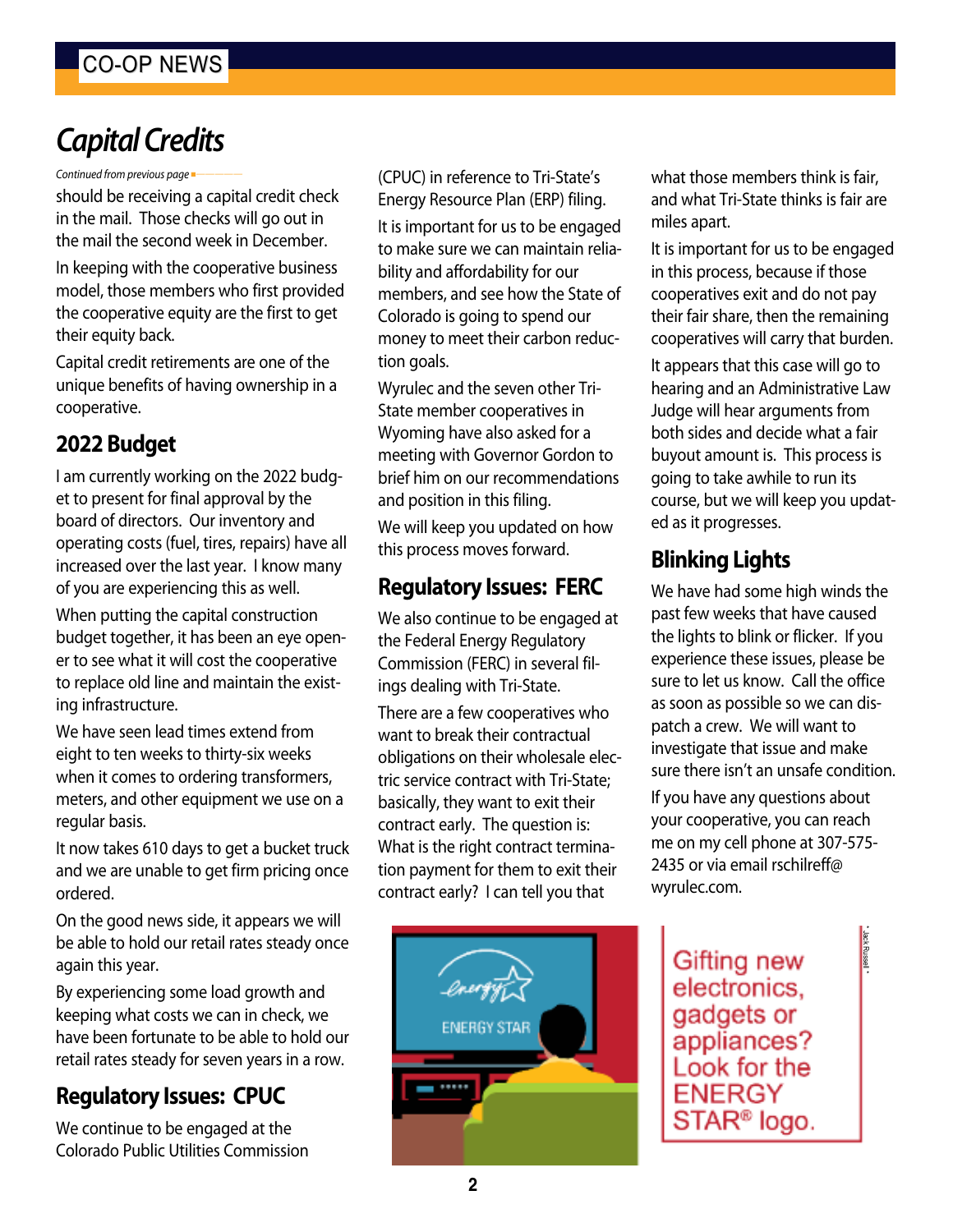## Capital Credits

*Continued from previous page*

should be receiving a capital credit check in the mail. Those checks will go out in the mail the second week in December.

In keeping with the cooperative business model, those members who first provided the cooperative equity are the first to get their equity back.

Capital credit retirements are one of the unique benefits of having ownership in a cooperative.

## 2022 Budget

I am currently working on the 2022 budget to present for final approval by the board of directors. Our inventory and operating costs (fuel, tires, repairs) have all increased over the last year. I know many of you are experiencing this as well.

When putting the capital construction budget together, it has been an eye opener to see what it will cost the cooperative to replace old line and maintain the existing infrastructure.

We have seen lead times extend from eight to ten weeks to thirty-six weeks when it comes to ordering transformers, meters, and other equipment we use on a regular basis.

It now takes 610 days to get a bucket truck and we are unable to get firm pricing once ordered.

On the good news side, it appears we will be able to hold our retail rates steady once again this year.

By experiencing some load growth and keeping what costs we can in check, we have been fortunate to be able to hold our retail rates steady for seven years in a row.

## Regulatory Issues: CPUC

We continue to be engaged at the Colorado Public Utilities Commission (CPUC) in reference to Tri-State's Energy Resource Plan (ERP) filing.

It is important for us to be engaged to make sure we can maintain reliability and affordability for our members, and see how the State of Colorado is going to spend our money to meet their carbon reduction goals.

Wyrulec and the seven other Tri-State member cooperatives in Wyoming have also asked for a meeting with Governor Gordon to brief him on our recommendations and position in this filing.

We will keep you updated on how this process moves forward.

## Regulatory Issues: FERC

We also continue to be engaged at the Federal Energy Regulatory Commission (FERC) in several filings dealing with Tri-State.

There are a few cooperatives who want to break their contractual obligations on their wholesale electric service contract with Tri-State; basically, they want to exit their contract early. The question is: What is the right contract termination payment for them to exit their contract early? I can tell you that what those members think is fair, and what Tri-State thinks is fair are miles apart.

It is important for us to be engaged in this process, because if those cooperatives exit and do not pay their fair share, then the remaining cooperatives will carry that burden.

It appears that this case will go to hearing and an Administrative Law Judge will hear arguments from both sides and decide what a fair buyout amount is. This process is going to take awhile to run its course, but we will keep you updated as it progresses.

## Blinking Lights

We have had some high winds the past few weeks that have caused the lights to blink or flicker. If you experience these issues, please be sure to let us know. Call the office as soon as possible so we can dispatch a crew. We will want to investigate that issue and make sure there isn't an unsafe condition.

If you have any questions about your cooperative, you can reach me on my cell phone at 307-575-2435 or via email rschilreff@wyrulec.com.

Gifting new electronics, gadgets or appliances? Look for the ENERGY STAR® logo.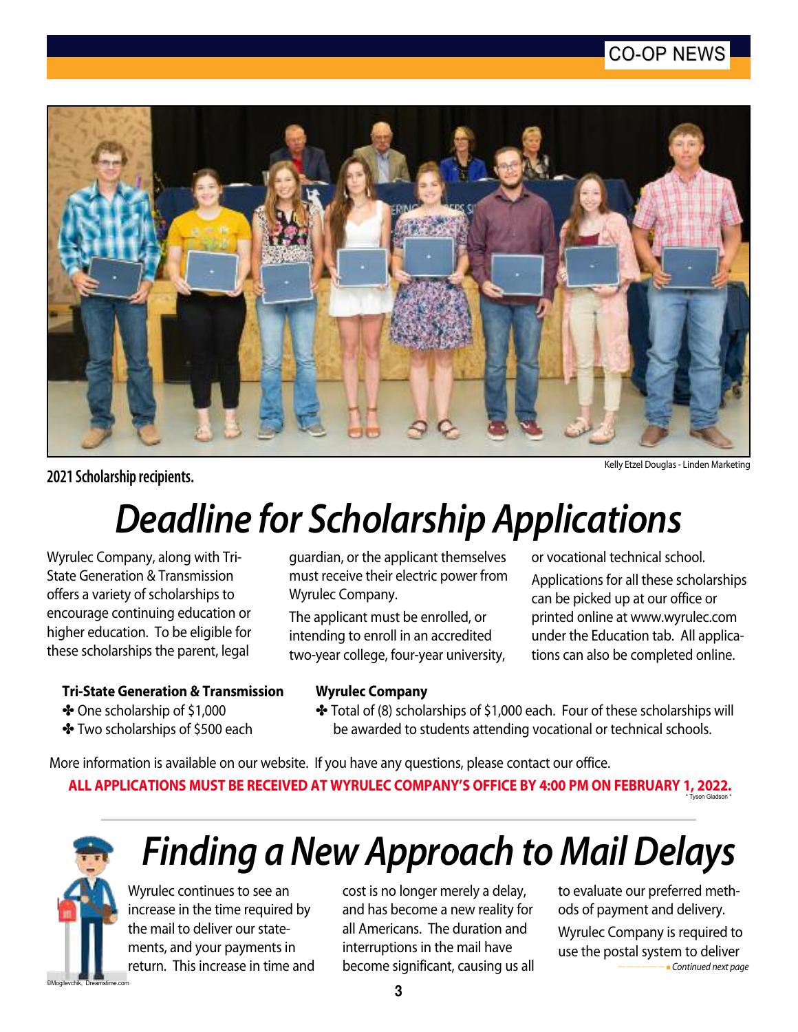2021 Scholarship recipients.

Kelly Etzel Douglas - Linden Marketing

# Deadline for Scholarship Applications

Wyrulec Company, along with Tri-State Generation & Transmission offers a variety of scholarships to encourage continuing education or higher education. To be eligible for these scholarships the parent, legal guardian, or the applicant themselves must receive their electric power from Wyrulec Company.

The applicant must be enrolled, or intending to enroll in an accredited two-year college, four-year university, or vocational technical school.

Applications for all these scholarships can be picked up at our office or printed online at www.wyrulec.com under the Education tab. All applications can also be completed online.

**Tri-State Generation & Transmission**

- ✤ One scholarship of $1,000
- ✤ Two scholarships of $500 each

**Wyrulec Company**

- ✤ Total of (8) scholarships of $1,000 each. Four of these scholarships will be awarded to students attending vocational or technical schools.

More information is available on our website. If you have any questions, please contact our office.

**ALL APPLICATIONS MUST BE RECEIVED AT WYRULEC COMPANY'S OFFICE BY 4:00 PM ON FEBRUARY 1, 2022.**

* Tyson Gladson *

# Finding a New Approach to Mail Delays

Wyrulec continues to see an increase in the time required by the mail to deliver our statements, and your payments in return. This increase in time and cost is no longer merely a delay, and has become a new reality for all Americans. The duration and interruptions in the mail have become significant, causing us all to evaluate our preferred methods of payment and delivery.

Wyrulec Company is required to use the postal system to deliver

*Continued next page*

©Mogilevchik, Dreamstime.com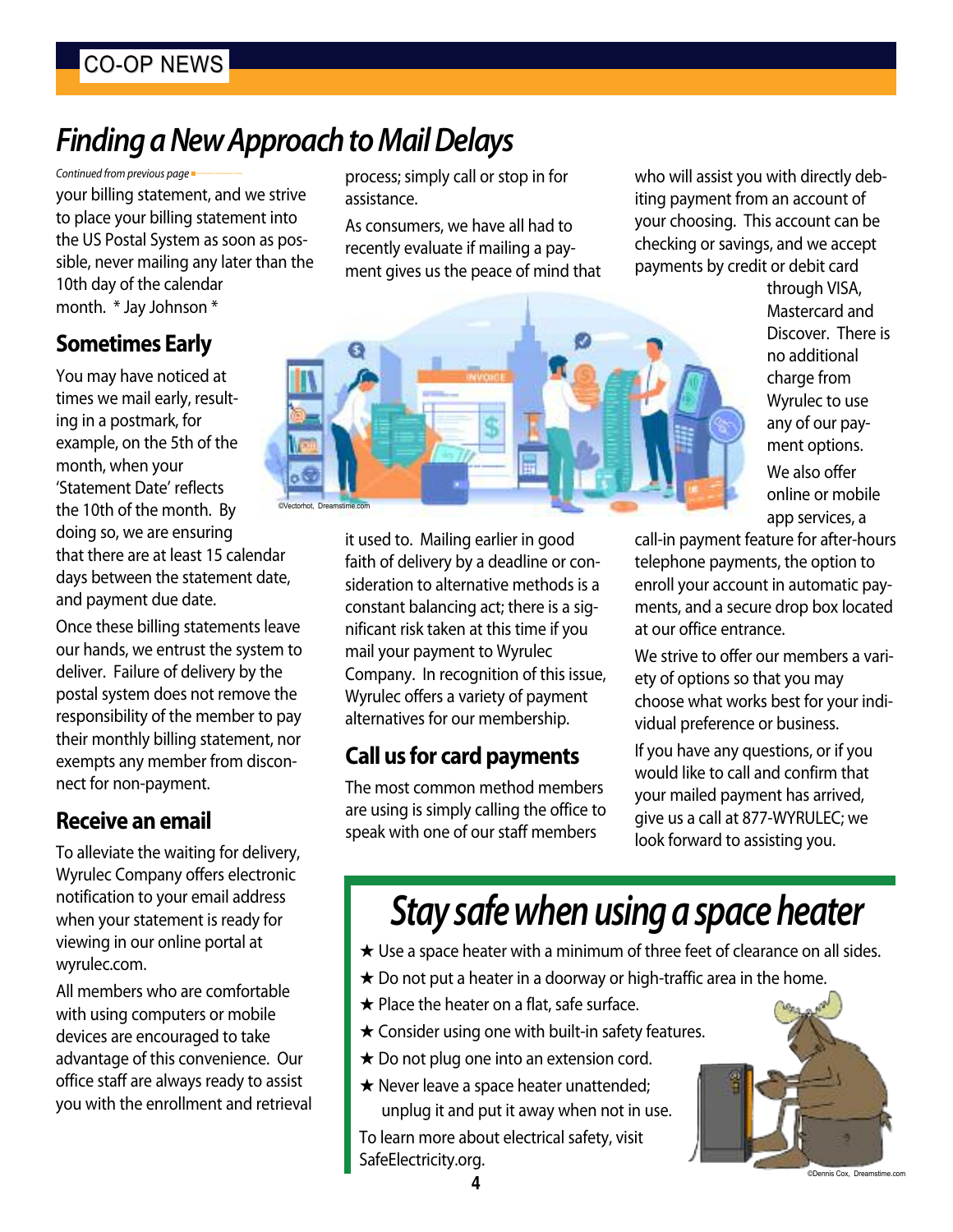CO-OP NEWS

# Finding a New Approach to Mail Delays

*Continued from previous page*

your billing statement, and we strive to place your billing statement into the US Postal System as soon as possible, never mailing any later than the 10th day of the calendar month. * Jay Johnson *

## Sometimes Early

You may have noticed at times we mail early, resulting in a postmark, for example, on the 5th of the month, when your 'Statement Date' reflects the 10th of the month. By doing so, we are ensuring that there are at least 15 calendar days between the statement date, and payment due date.

Once these billing statements leave our hands, we entrust the system to deliver. Failure of delivery by the postal system does not remove the responsibility of the member to pay their monthly billing statement, nor exempts any member from disconnect for non-payment.

## Receive an email

To alleviate the waiting for delivery, Wyrulec Company offers electronic notification to your email address when your statement is ready for viewing in our online portal at wyrulec.com.

All members who are comfortable with using computers or mobile devices are encouraged to take advantage of this convenience. Our office staff are always ready to assist you with the enrollment and retrieval process; simply call or stop in for assistance.

As consumers, we have all had to recently evaluate if mailing a payment gives us the peace of mind that it used to. Mailing earlier in good faith of delivery by a deadline or consideration to alternative methods is a constant balancing act; there is a significant risk taken at this time if you mail your payment to Wyrulec Company. In recognition of this issue, Wyrulec offers a variety of payment alternatives for our membership.

©Vectorhot, Dreamstime.com

## Call us for card payments

The most common method members are using is simply calling the office to speak with one of our staff members who will assist you with directly debiting payment from an account of your choosing. This account can be checking or savings, and we accept payments by credit or debit card through VISA, Mastercard and Discover. There is no additional charge from Wyrulec to use any of our payment options.

We also offer online or mobile app services, a call-in payment feature for after-hours telephone payments, the option to enroll your account in automatic payments, and a secure drop box located at our office entrance.

We strive to offer our members a variety of options so that you may choose what works best for your individual preference or business.

If you have any questions, or if you would like to call and confirm that your mailed payment has arrived, give us a call at 877-WYRULEC; we look forward to assisting you.

# Stay safe when using a space heater

★ Use a space heater with a minimum of three feet of clearance on all sides.

★ Do not put a heater in a doorway or high-traffic area in the home.

★ Place the heater on a flat, safe surface.

★ Consider using one with built-in safety features.

★ Do not plug one into an extension cord.

★ Never leave a space heater unattended; unplug it and put it away when not in use.

To learn more about electrical safety, visit SafeElectricity.org.

©Dennis Cox, Dreamstime.com